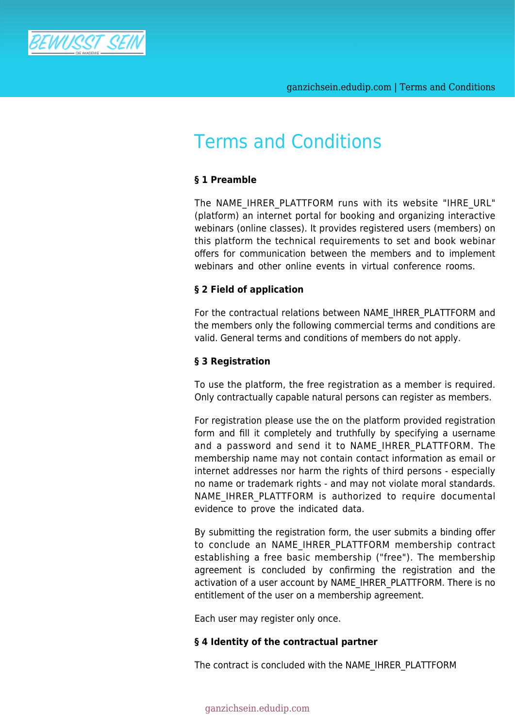# Terms and Conditions

**§ 1 Preamble**

The NAME_IHRER_PLATTFORM runs with its website "IHRE_URL" (platform) an internet portal for booking and organizing interactive webinars (online classes). It provides registered users (members) on this platform the technical requirements to set and book webinar offers for communication between the members and to implement webinars and other online events in virtual conference rooms.

**§ 2 Field of application**

For the contractual relations between NAME_IHRER_PLATTFORM and the members only the following commercial terms and conditions are valid. General terms and conditions of members do not apply.

**§ 3 Registration**

To use the platform, the free registration as a member is required. Only contractually capable natural persons can register as members.

For registration please use the on the platform provided registration form and fill it completely and truthfully by specifying a username and a password and send it to NAME_IHRER_PLATTFORM. The membership name may not contain contact information as email or internet addresses nor harm the rights of third persons - especially no name or trademark rights - and may not violate moral standards. NAME_IHRER_PLATTFORM is authorized to require documental evidence to prove the indicated data.

By submitting the registration form, the user submits a binding offer to conclude an NAME_IHRER_PLATTFORM membership contract establishing a free basic membership ("free"). The membership agreement is concluded by confirming the registration and the activation of a user account by NAME_IHRER_PLATTFORM. There is no entitlement of the user on a membership agreement.

Each user may register only once.

**§ 4 Identity of the contractual partner**

The contract is concluded with the NAME_IHRER_PLATTFORM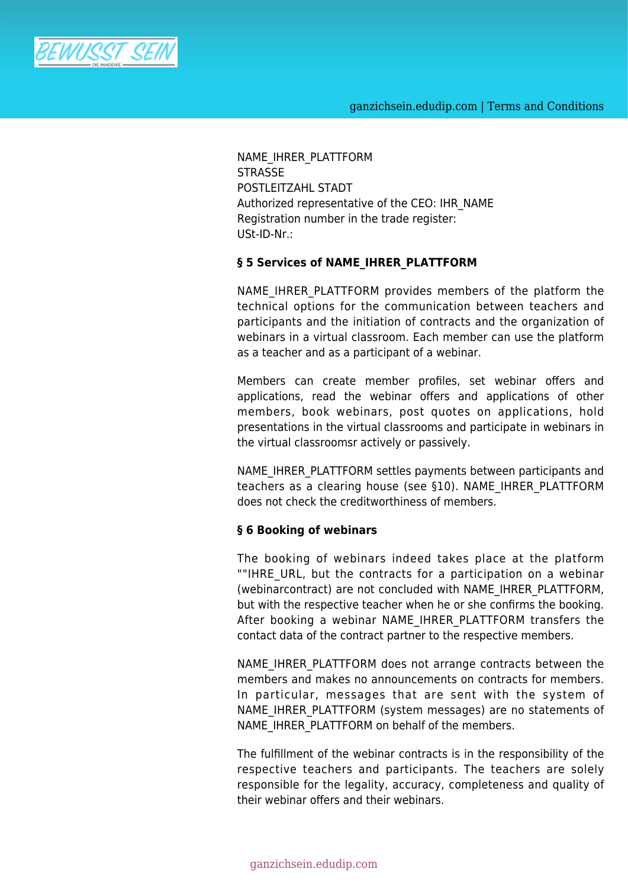NAME_IHRER_PLATTFORM
STRASSE
POSTLEITZAHL STADT
Authorized representative of the CEO: IHR_NAME
Registration number in the trade register:
USt-ID-Nr.:

**§ 5 Services of NAME_IHRER_PLATTFORM**

NAME_IHRER_PLATTFORM provides members of the platform the technical options for the communication between teachers and participants and the initiation of contracts and the organization of webinars in a virtual classroom. Each member can use the platform as a teacher and as a participant of a webinar.

Members can create member profiles, set webinar offers and applications, read the webinar offers and applications of other members, book webinars, post quotes on applications, hold presentations in the virtual classrooms and participate in webinars in the virtual classroomsr actively or passively.

NAME_IHRER_PLATTFORM settles payments between participants and teachers as a clearing house (see §10). NAME_IHRER_PLATTFORM does not check the creditworthiness of members.

**§ 6 Booking of webinars**

The booking of webinars indeed takes place at the platform ""IHRE_URL, but the contracts for a participation on a webinar (webinarcontract) are not concluded with NAME_IHRER_PLATTFORM, but with the respective teacher when he or she confirms the booking. After booking a webinar NAME_IHRER_PLATTFORM transfers the contact data of the contract partner to the respective members.

NAME_IHRER_PLATTFORM does not arrange contracts between the members and makes no announcements on contracts for members. In particular, messages that are sent with the system of NAME_IHRER_PLATTFORM (system messages) are no statements of NAME_IHRER_PLATTFORM on behalf of the members.

The fulfillment of the webinar contracts is in the responsibility of the respective teachers and participants. The teachers are solely responsible for the legality, accuracy, completeness and quality of their webinar offers and their webinars.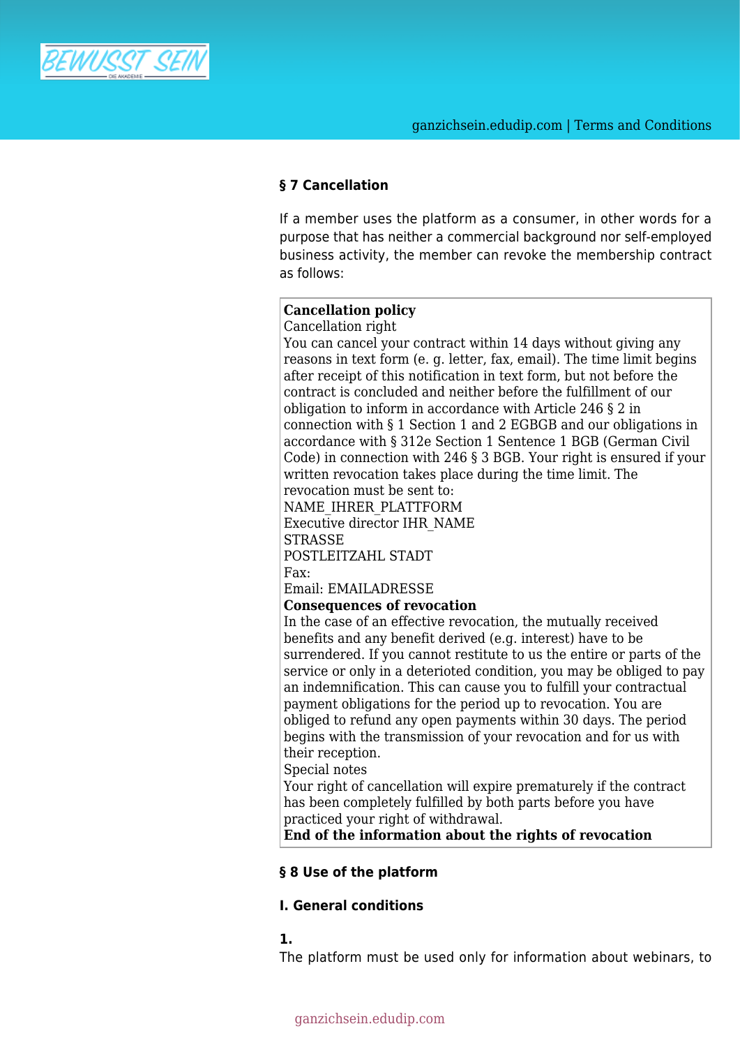## § 7 Cancellation

If a member uses the platform as a consumer, in other words for a purpose that has neither a commercial background nor self-employed business activity, the member can revoke the membership contract as follows:

> **Cancellation policy**
> Cancellation right
> You can cancel your contract within 14 days without giving any reasons in text form (e. g. letter, fax, email). The time limit begins after receipt of this notification in text form, but not before the contract is concluded and neither before the fulfillment of our obligation to inform in accordance with Article 246 § 2 in connection with § 1 Section 1 and 2 EGBGB and our obligations in accordance with § 312e Section 1 Sentence 1 BGB (German Civil Code) in connection with 246 § 3 BGB. Your right is ensured if your written revocation takes place during the time limit. The revocation must be sent to:
> NAME_IHRER_PLATTFORM
> Executive director IHR_NAME
> STRASSE
> POSTLEITZAHL STADT
> Fax:
> Email: EMAILADRESSE
> **Consequences of revocation**
> In the case of an effective revocation, the mutually received benefits and any benefit derived (e.g. interest) have to be surrendered. If you cannot restitute to us the entire or parts of the service or only in a deterioted condition, you may be obliged to pay an indemnification. This can cause you to fulfill your contractual payment obligations for the period up to revocation. You are obliged to refund any open payments within 30 days. The period begins with the transmission of your revocation and for us with their reception.
> Special notes
> Your right of cancellation will expire prematurely if the contract has been completely fulfilled by both parts before you have practiced your right of withdrawal.
> **End of the information about the rights of revocation**

## § 8 Use of the platform

### I. General conditions

**1.**
The platform must be used only for information about webinars, to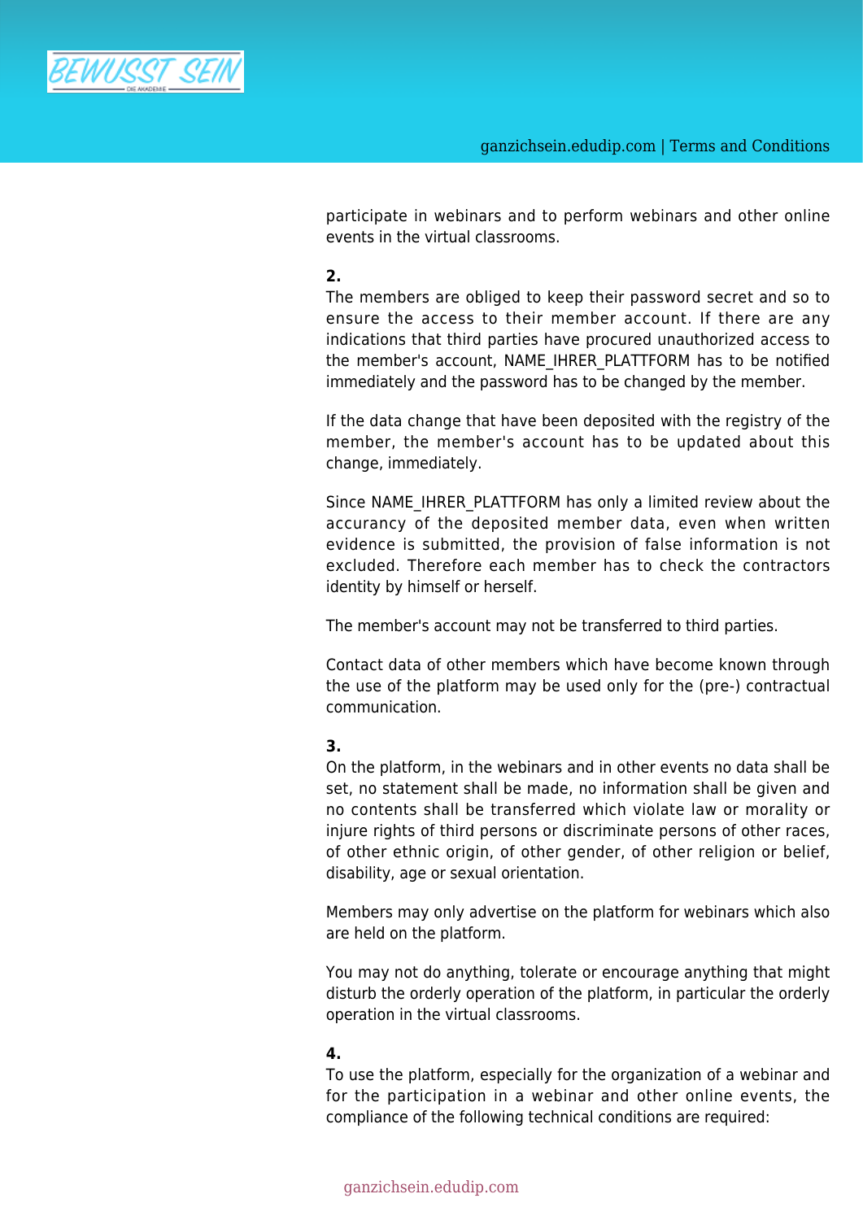participate in webinars and to perform webinars and other online events in the virtual classrooms.

**2.**
The members are obliged to keep their password secret and so to ensure the access to their member account. If there are any indications that third parties have procured unauthorized access to the member's account, NAME_IHRER_PLATTFORM has to be notified immediately and the password has to be changed by the member.

If the data change that have been deposited with the registry of the member, the member's account has to be updated about this change, immediately.

Since NAME_IHRER_PLATTFORM has only a limited review about the accurancy of the deposited member data, even when written evidence is submitted, the provision of false information is not excluded. Therefore each member has to check the contractors identity by himself or herself.

The member's account may not be transferred to third parties.

Contact data of other members which have become known through the use of the platform may be used only for the (pre-) contractual communication.

**3.**
On the platform, in the webinars and in other events no data shall be set, no statement shall be made, no information shall be given and no contents shall be transferred which violate law or morality or injure rights of third persons or discriminate persons of other races, of other ethnic origin, of other gender, of other religion or belief, disability, age or sexual orientation.

Members may only advertise on the platform for webinars which also are held on the platform.

You may not do anything, tolerate or encourage anything that might disturb the orderly operation of the platform, in particular the orderly operation in the virtual classrooms.

**4.**
To use the platform, especially for the organization of a webinar and for the participation in a webinar and other online events, the compliance of the following technical conditions are required: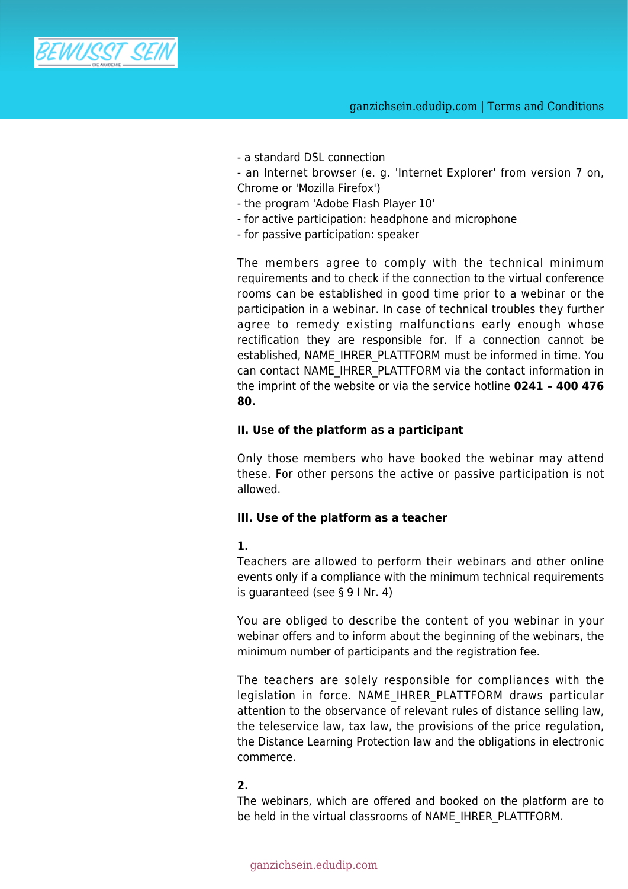- a standard DSL connection
- an Internet browser (e. g. 'Internet Explorer' from version 7 on, Chrome or 'Mozilla Firefox')
- the program 'Adobe Flash Player 10'
- for active participation: headphone and microphone
- for passive participation: speaker

The members agree to comply with the technical minimum requirements and to check if the connection to the virtual conference rooms can be established in good time prior to a webinar or the participation in a webinar. In case of technical troubles they further agree to remedy existing malfunctions early enough whose rectification they are responsible for. If a connection cannot be established, NAME_IHRER_PLATTFORM must be informed in time. You can contact NAME_IHRER_PLATTFORM via the contact information in the imprint of the website or via the service hotline **0241 – 400 476 80.**

**II. Use of the platform as a participant**

Only those members who have booked the webinar may attend these. For other persons the active or passive participation is not allowed.

**III. Use of the platform as a teacher**

**1.**
Teachers are allowed to perform their webinars and other online events only if a compliance with the minimum technical requirements is guaranteed (see § 9 I Nr. 4)

You are obliged to describe the content of you webinar in your webinar offers and to inform about the beginning of the webinars, the minimum number of participants and the registration fee.

The teachers are solely responsible for compliances with the legislation in force. NAME_IHRER_PLATTFORM draws particular attention to the observance of relevant rules of distance selling law, the teleservice law, tax law, the provisions of the price regulation, the Distance Learning Protection law and the obligations in electronic commerce.

**2.**
The webinars, which are offered and booked on the platform are to be held in the virtual classrooms of NAME_IHRER_PLATTFORM.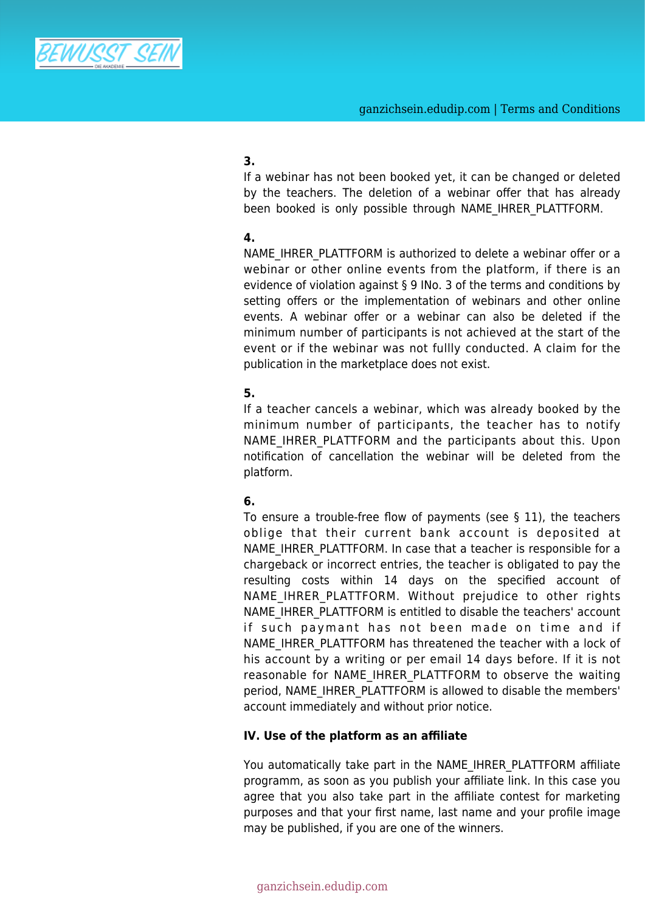**3.**
If a webinar has not been booked yet, it can be changed or deleted by the teachers. The deletion of a webinar offer that has already been booked is only possible through NAME_IHRER_PLATTFORM.

**4.**
NAME_IHRER_PLATTFORM is authorized to delete a webinar offer or a webinar or other online events from the platform, if there is an evidence of violation against § 9 INo. 3 of the terms and conditions by setting offers or the implementation of webinars and other online events. A webinar offer or a webinar can also be deleted if the minimum number of participants is not achieved at the start of the event or if the webinar was not fullly conducted. A claim for the publication in the marketplace does not exist.

**5.**
If a teacher cancels a webinar, which was already booked by the minimum number of participants, the teacher has to notify NAME_IHRER_PLATTFORM and the participants about this. Upon notification of cancellation the webinar will be deleted from the platform.

**6.**
To ensure a trouble-free flow of payments (see § 11), the teachers oblige that their current bank account is deposited at NAME_IHRER_PLATTFORM. In case that a teacher is responsible for a chargeback or incorrect entries, the teacher is obligated to pay the resulting costs within 14 days on the specified account of NAME_IHRER_PLATTFORM. Without prejudice to other rights NAME_IHRER_PLATTFORM is entitled to disable the teachers' account if such paymant has not been made on time and if NAME_IHRER_PLATTFORM has threatened the teacher with a lock of his account by a writing or per email 14 days before. If it is not reasonable for NAME_IHRER_PLATTFORM to observe the waiting period, NAME_IHRER_PLATTFORM is allowed to disable the members' account immediately and without prior notice.

**IV. Use of the platform as an affiliate**

You automatically take part in the NAME_IHRER_PLATTFORM affiliate programm, as soon as you publish your affiliate link. In this case you agree that you also take part in the affiliate contest for marketing purposes and that your first name, last name and your profile image may be published, if you are one of the winners.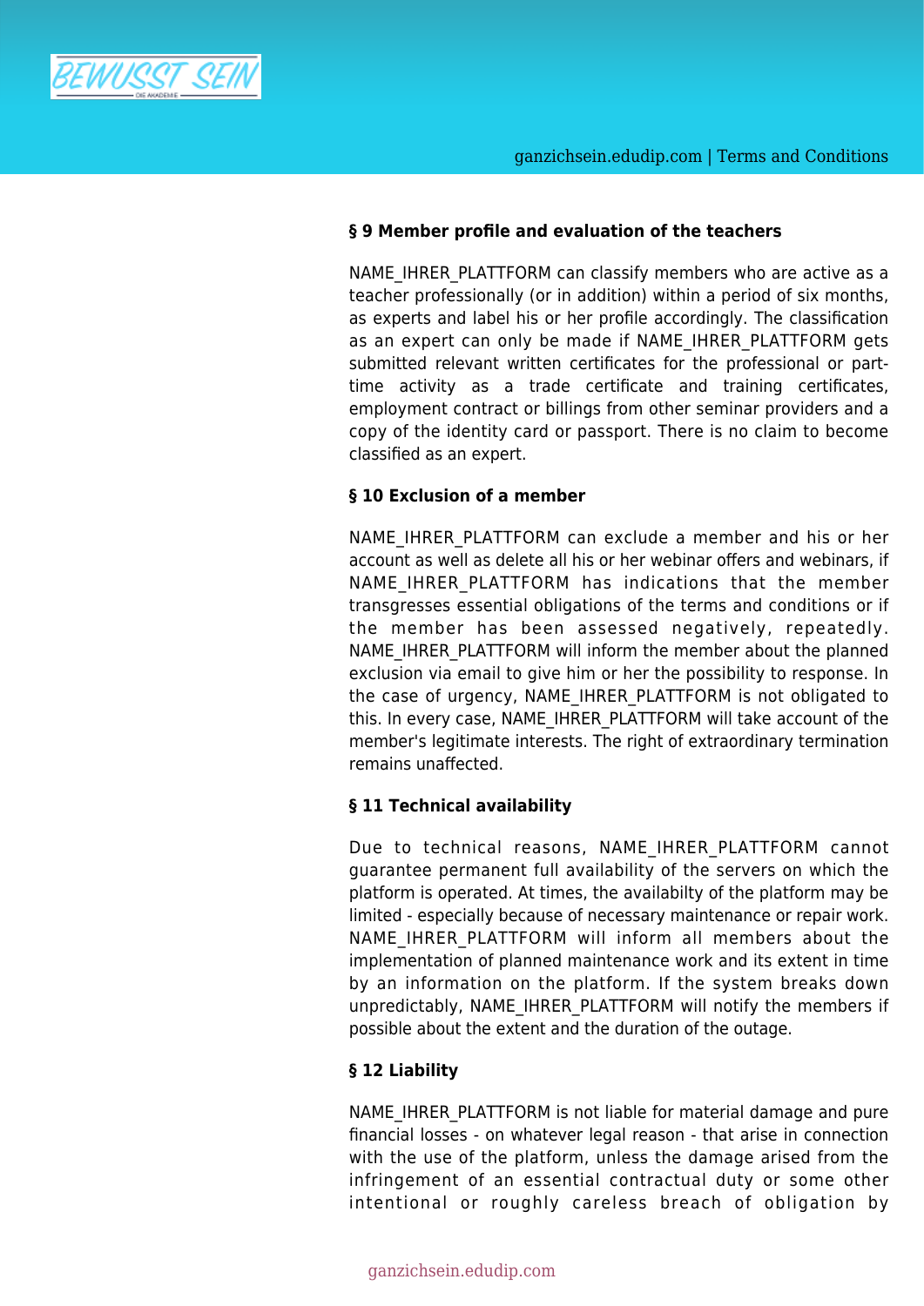## § 9 Member profile and evaluation of the teachers

NAME_IHRER_PLATTFORM can classify members who are active as a teacher professionally (or in addition) within a period of six months, as experts and label his or her profile accordingly. The classification as an expert can only be made if NAME_IHRER_PLATTFORM gets submitted relevant written certificates for the professional or part-time activity as a trade certificate and training certificates, employment contract or billings from other seminar providers and a copy of the identity card or passport. There is no claim to become classified as an expert.

## § 10 Exclusion of a member

NAME_IHRER_PLATTFORM can exclude a member and his or her account as well as delete all his or her webinar offers and webinars, if NAME_IHRER_PLATTFORM has indications that the member transgresses essential obligations of the terms and conditions or if the member has been assessed negatively, repeatedly. NAME_IHRER_PLATTFORM will inform the member about the planned exclusion via email to give him or her the possibility to response. In the case of urgency, NAME_IHRER_PLATTFORM is not obligated to this. In every case, NAME_IHRER_PLATTFORM will take account of the member's legitimate interests. The right of extraordinary termination remains unaffected.

## § 11 Technical availability

Due to technical reasons, NAME_IHRER_PLATTFORM cannot guarantee permanent full availability of the servers on which the platform is operated. At times, the availabilty of the platform may be limited - especially because of necessary maintenance or repair work. NAME_IHRER_PLATTFORM will inform all members about the implementation of planned maintenance work and its extent in time by an information on the platform. If the system breaks down unpredictably, NAME_IHRER_PLATTFORM will notify the members if possible about the extent and the duration of the outage.

## § 12 Liability

NAME_IHRER_PLATTFORM is not liable for material damage and pure financial losses - on whatever legal reason - that arise in connection with the use of the platform, unless the damage arised from the infringement of an essential contractual duty or some other intentional or roughly careless breach of obligation by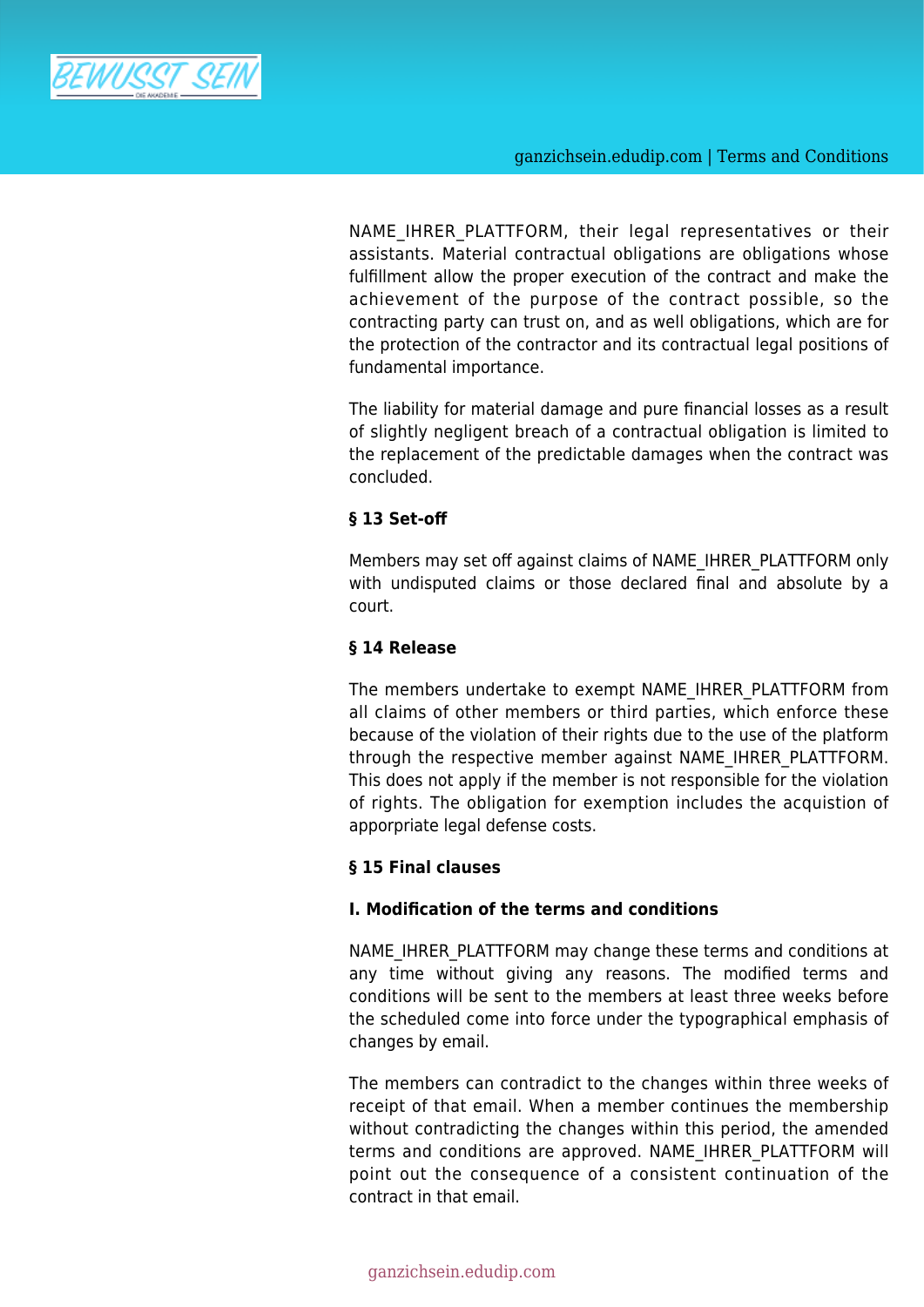NAME_IHRER_PLATTFORM, their legal representatives or their assistants. Material contractual obligations are obligations whose fulfillment allow the proper execution of the contract and make the achievement of the purpose of the contract possible, so the contracting party can trust on, and as well obligations, which are for the protection of the contractor and its contractual legal positions of fundamental importance.

The liability for material damage and pure financial losses as a result of slightly negligent breach of a contractual obligation is limited to the replacement of the predictable damages when the contract was concluded.

### § 13 Set-off

Members may set off against claims of NAME_IHRER_PLATTFORM only with undisputed claims or those declared final and absolute by a court.

### § 14 Release

The members undertake to exempt NAME_IHRER_PLATTFORM from all claims of other members or third parties, which enforce these because of the violation of their rights due to the use of the platform through the respective member against NAME_IHRER_PLATTFORM. This does not apply if the member is not responsible for the violation of rights. The obligation for exemption includes the acquistion of apporpriate legal defense costs.

### § 15 Final clauses

#### I. Modification of the terms and conditions

NAME_IHRER_PLATTFORM may change these terms and conditions at any time without giving any reasons. The modified terms and conditions will be sent to the members at least three weeks before the scheduled come into force under the typographical emphasis of changes by email.

The members can contradict to the changes within three weeks of receipt of that email. When a member continues the membership without contradicting the changes within this period, the amended terms and conditions are approved. NAME_IHRER_PLATTFORM will point out the consequence of a consistent continuation of the contract in that email.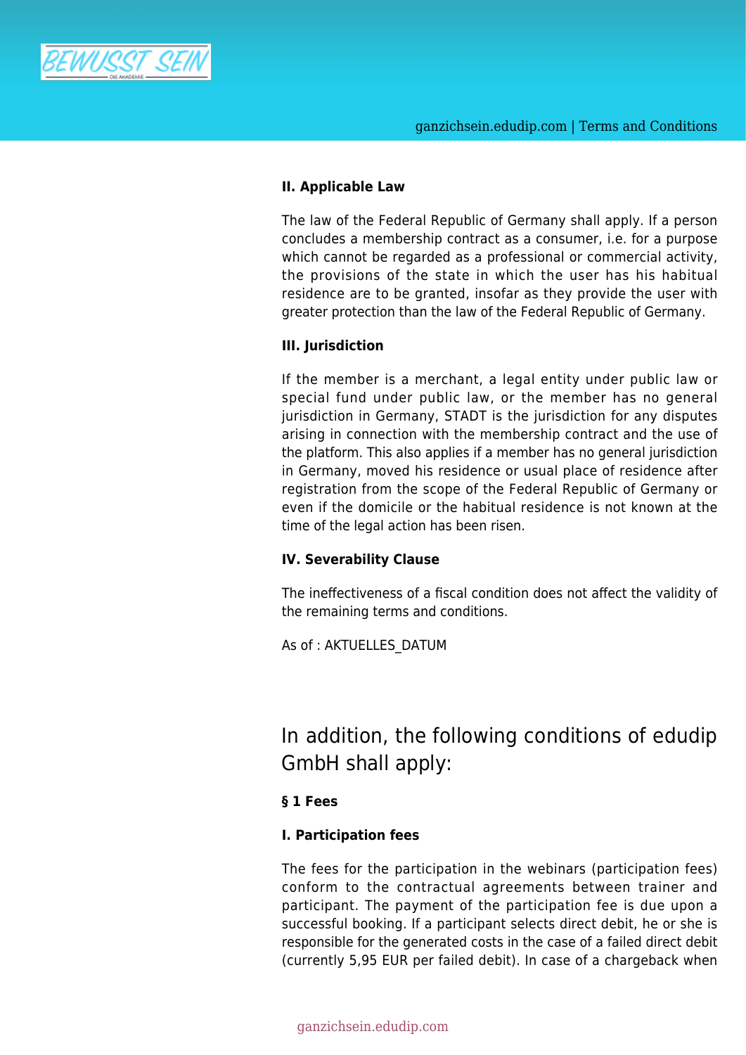**II. Applicable Law**

The law of the Federal Republic of Germany shall apply. If a person concludes a membership contract as a consumer, i.e. for a purpose which cannot be regarded as a professional or commercial activity, the provisions of the state in which the user has his habitual residence are to be granted, insofar as they provide the user with greater protection than the law of the Federal Republic of Germany.

**III. Jurisdiction**

If the member is a merchant, a legal entity under public law or special fund under public law, or the member has no general jurisdiction in Germany, STADT is the jurisdiction for any disputes arising in connection with the membership contract and the use of the platform. This also applies if a member has no general jurisdiction in Germany, moved his residence or usual place of residence after registration from the scope of the Federal Republic of Germany or even if the domicile or the habitual residence is not known at the time of the legal action has been risen.

**IV. Severability Clause**

The ineffectiveness of a fiscal condition does not affect the validity of the remaining terms and conditions.

As of : AKTUELLES_DATUM

## In addition, the following conditions of edudip GmbH shall apply:

**§ 1 Fees**

**I. Participation fees**

The fees for the participation in the webinars (participation fees) conform to the contractual agreements between trainer and participant. The payment of the participation fee is due upon a successful booking. If a participant selects direct debit, he or she is responsible for the generated costs in the case of a failed direct debit (currently 5,95 EUR per failed debit). In case of a chargeback when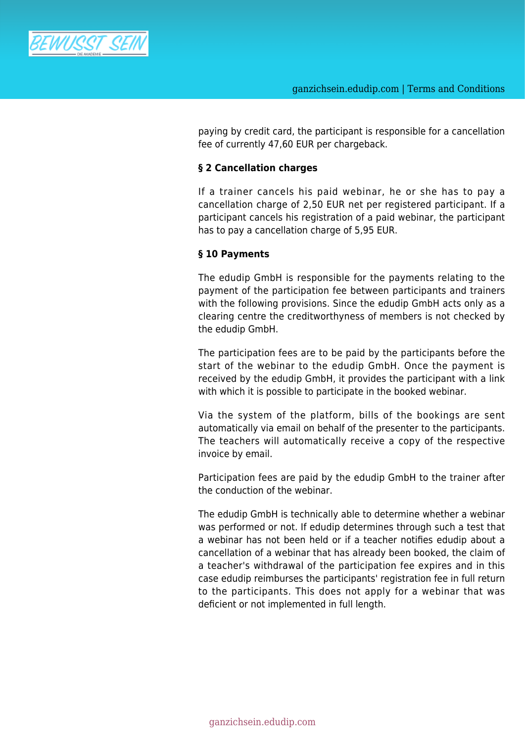paying by credit card, the participant is responsible for a cancellation fee of currently 47,60 EUR per chargeback.

**§ 2 Cancellation charges**

If a trainer cancels his paid webinar, he or she has to pay a cancellation charge of 2,50 EUR net per registered participant. If a participant cancels his registration of a paid webinar, the participant has to pay a cancellation charge of 5,95 EUR.

**§ 10 Payments**

The edudip GmbH is responsible for the payments relating to the payment of the participation fee between participants and trainers with the following provisions. Since the edudip GmbH acts only as a clearing centre the creditworthyness of members is not checked by the edudip GmbH.

The participation fees are to be paid by the participants before the start of the webinar to the edudip GmbH. Once the payment is received by the edudip GmbH, it provides the participant with a link with which it is possible to participate in the booked webinar.

Via the system of the platform, bills of the bookings are sent automatically via email on behalf of the presenter to the participants. The teachers will automatically receive a copy of the respective invoice by email.

Participation fees are paid by the edudip GmbH to the trainer after the conduction of the webinar.

The edudip GmbH is technically able to determine whether a webinar was performed or not. If edudip determines through such a test that a webinar has not been held or if a teacher notifies edudip about a cancellation of a webinar that has already been booked, the claim of a teacher's withdrawal of the participation fee expires and in this case edudip reimburses the participants' registration fee in full return to the participants. This does not apply for a webinar that was deficient or not implemented in full length.